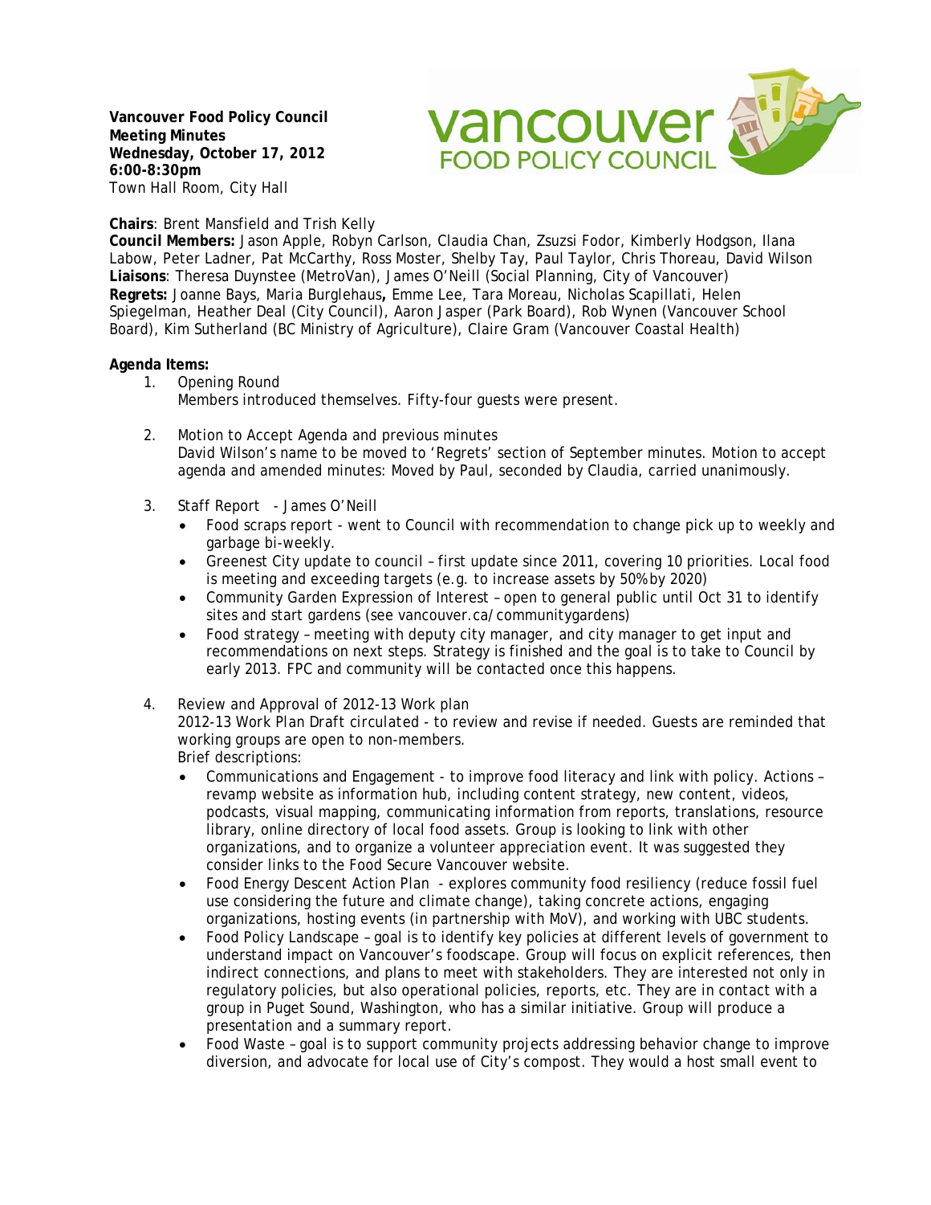**Vancouver Food Policy Council**
**Meeting Minutes**
**Wednesday, October 17, 2012**
**6:00-8:30pm**
Town Hall Room, City Hall

**Chairs**: Brent Mansfield and Trish Kelly
**Council Members:** Jason Apple, Robyn Carlson, Claudia Chan, Zsuzsi Fodor, Kimberly Hodgson, Ilana Labow, Peter Ladner, Pat McCarthy, Ross Moster, Shelby Tay, Paul Taylor, Chris Thoreau, David Wilson
**Liaisons**: Theresa Duynstee (MetroVan), James O'Neill (Social Planning, City of Vancouver)
**Regrets:** Joanne Bays, Maria Burglehaus**,** Emme Lee, Tara Moreau, Nicholas Scapillati, Helen Spiegelman, Heather Deal (City Council), Aaron Jasper (Park Board), Rob Wynen (Vancouver School Board), Kim Sutherland (BC Ministry of Agriculture), Claire Gram (Vancouver Coastal Health)

**Agenda Items:**

1. Opening Round
   Members introduced themselves. Fifty-four guests were present.

2. Motion to Accept Agenda and previous minutes
   David Wilson's name to be moved to 'Regrets' section of September minutes. Motion to accept agenda and amended minutes: Moved by Paul, seconded by Claudia, carried unanimously.

3. Staff Report - James O'Neill
   - Food scraps report - went to Council with recommendation to change pick up to weekly and garbage bi-weekly.
   - Greenest City update to council – first update since 2011, covering 10 priorities. Local food is meeting and exceeding targets (e.g. to increase assets by 50% by 2020)
   - Community Garden Expression of Interest – open to general public until Oct 31 to identify sites and start gardens (see vancouver.ca/communitygardens)
   - Food strategy – meeting with deputy city manager, and city manager to get input and recommendations on next steps. Strategy is finished and the goal is to take to Council by early 2013. FPC and community will be contacted once this happens.

4. Review and Approval of 2012-13 Work plan
   2012-13 Work Plan Draft circulated - to review and revise if needed. Guests are reminded that working groups are open to non-members.
   Brief descriptions:
   - Communications and Engagement - to improve food literacy and link with policy. Actions – revamp website as information hub, including content strategy, new content, videos, podcasts, visual mapping, communicating information from reports, translations, resource library, online directory of local food assets. Group is looking to link with other organizations, and to organize a volunteer appreciation event. It was suggested they consider links to the Food Secure Vancouver website.
   - Food Energy Descent Action Plan - explores community food resiliency (reduce fossil fuel use considering the future and climate change), taking concrete actions, engaging organizations, hosting events (in partnership with MoV), and working with UBC students.
   - Food Policy Landscape – goal is to identify key policies at different levels of government to understand impact on Vancouver's foodscape. Group will focus on explicit references, then indirect connections, and plans to meet with stakeholders. They are interested not only in regulatory policies, but also operational policies, reports, etc. They are in contact with a group in Puget Sound, Washington, who has a similar initiative. Group will produce a presentation and a summary report.
   - Food Waste – goal is to support community projects addressing behavior change to improve diversion, and advocate for local use of City's compost. They would a host small event to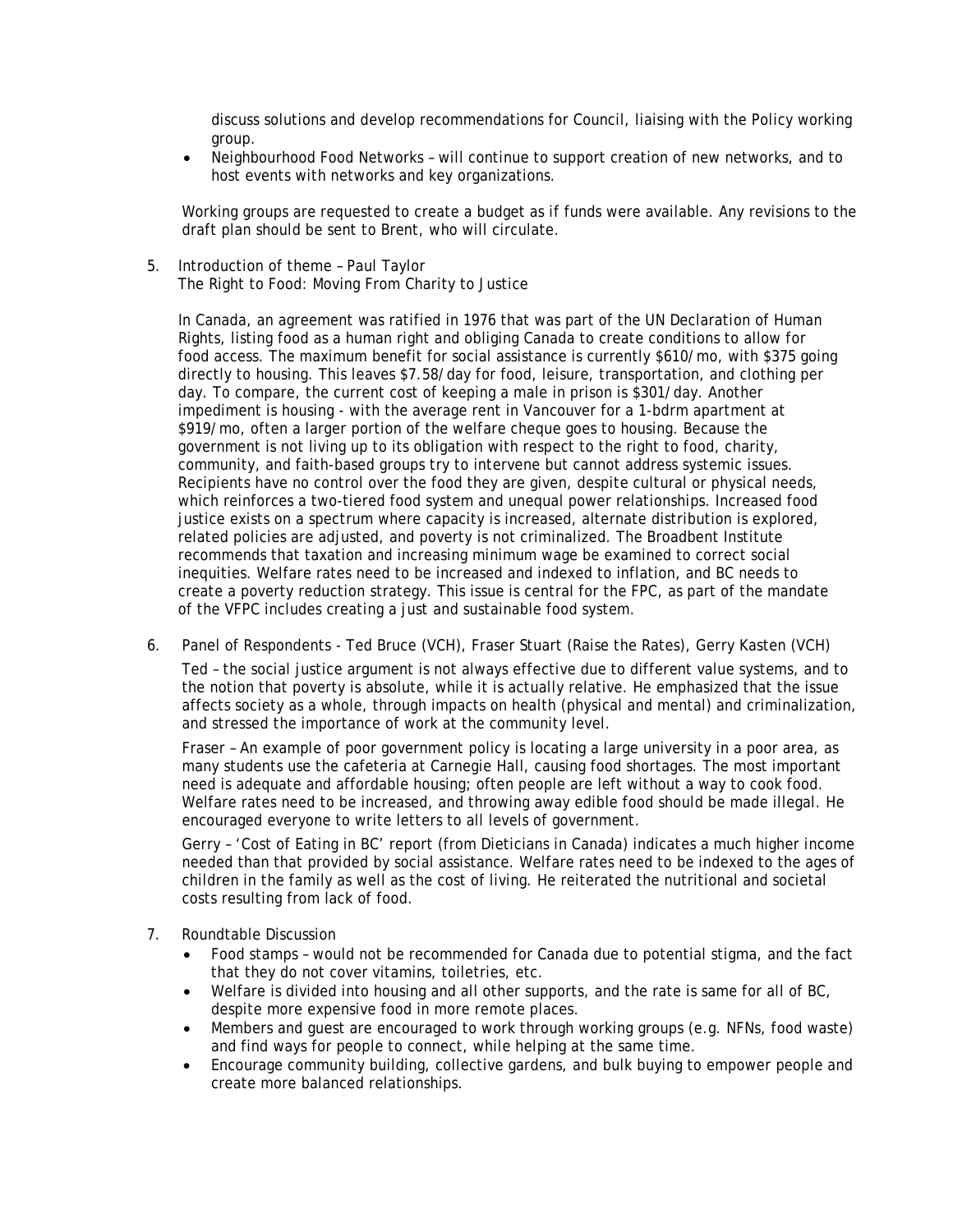discuss solutions and develop recommendations for Council, liaising with the Policy working group.

- Neighbourhood Food Networks – will continue to support creation of new networks, and to host events with networks and key organizations.

Working groups are requested to create a budget as if funds were available. Any revisions to the draft plan should be sent to Brent, who will circulate.

5. Introduction of theme – Paul Taylor
   The Right to Food: Moving From Charity to Justice

   In Canada, an agreement was ratified in 1976 that was part of the UN Declaration of Human Rights, listing food as a human right and obliging Canada to create conditions to allow for food access. The maximum benefit for social assistance is currently $610/mo, with $375 going directly to housing. This leaves $7.58/day for food, leisure, transportation, and clothing per day. To compare, the current cost of keeping a male in prison is $301/day. Another impediment is housing - with the average rent in Vancouver for a 1-bdrm apartment at $919/mo, often a larger portion of the welfare cheque goes to housing. Because the government is not living up to its obligation with respect to the right to food, charity, community, and faith-based groups try to intervene but cannot address systemic issues. Recipients have no control over the food they are given, despite cultural or physical needs, which reinforces a two-tiered food system and unequal power relationships. Increased food justice exists on a spectrum where capacity is increased, alternate distribution is explored, related policies are adjusted, and poverty is not criminalized. The Broadbent Institute recommends that taxation and increasing minimum wage be examined to correct social inequities. Welfare rates need to be increased and indexed to inflation, and BC needs to create a poverty reduction strategy. This issue is central for the FPC, as part of the mandate of the VFPC includes creating a just and sustainable food system.

6. Panel of Respondents - Ted Bruce (VCH), Fraser Stuart (Raise the Rates), Gerry Kasten (VCH)

   Ted – the social justice argument is not always effective due to different value systems, and to the notion that poverty is absolute, while it is actually relative. He emphasized that the issue affects society as a whole, through impacts on health (physical and mental) and criminalization, and stressed the importance of work at the community level.

   Fraser – An example of poor government policy is locating a large university in a poor area, as many students use the cafeteria at Carnegie Hall, causing food shortages. The most important need is adequate and affordable housing; often people are left without a way to cook food. Welfare rates need to be increased, and throwing away edible food should be made illegal. He encouraged everyone to write letters to all levels of government.

   Gerry – 'Cost of Eating in BC' report (from Dieticians in Canada) indicates a much higher income needed than that provided by social assistance. Welfare rates need to be indexed to the ages of children in the family as well as the cost of living. He reiterated the nutritional and societal costs resulting from lack of food.

7. Roundtable Discussion
   - Food stamps – would not be recommended for Canada due to potential stigma, and the fact that they do not cover vitamins, toiletries, etc.
   - Welfare is divided into housing and all other supports, and the rate is same for all of BC, despite more expensive food in more remote places.
   - Members and guest are encouraged to work through working groups (e.g. NFNs, food waste) and find ways for people to connect, while helping at the same time.
   - Encourage community building, collective gardens, and bulk buying to empower people and create more balanced relationships.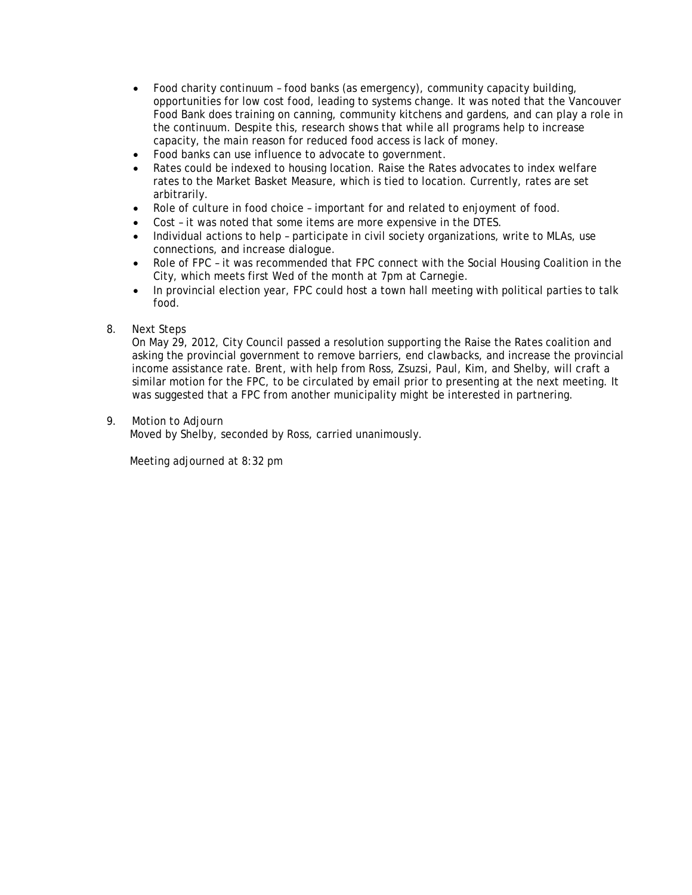- Food charity continuum – food banks (as emergency), community capacity building, opportunities for low cost food, leading to systems change. It was noted that the Vancouver Food Bank does training on canning, community kitchens and gardens, and can play a role in the continuum. Despite this, research shows that while all programs help to increase capacity, the main reason for reduced food access is lack of money.
- Food banks can use influence to advocate to government.
- Rates could be indexed to housing location. Raise the Rates advocates to index welfare rates to the Market Basket Measure, which is tied to location. Currently, rates are set arbitrarily.
- Role of culture in food choice – important for and related to enjoyment of food.
- Cost – it was noted that some items are more expensive in the DTES.
- Individual actions to help – participate in civil society organizations, write to MLAs, use connections, and increase dialogue.
- Role of FPC – it was recommended that FPC connect with the Social Housing Coalition in the City, which meets first Wed of the month at 7pm at Carnegie.
- In provincial election year, FPC could host a town hall meeting with political parties to talk food.

8. Next Steps

   On May 29, 2012, City Council passed a resolution supporting the Raise the Rates coalition and asking the provincial government to remove barriers, end clawbacks, and increase the provincial income assistance rate. Brent, with help from Ross, Zsuzsi, Paul, Kim, and Shelby, will craft a similar motion for the FPC, to be circulated by email prior to presenting at the next meeting. It was suggested that a FPC from another municipality might be interested in partnering.

9. Motion to Adjourn

   Moved by Shelby, seconded by Ross, carried unanimously.

   Meeting adjourned at 8:32 pm